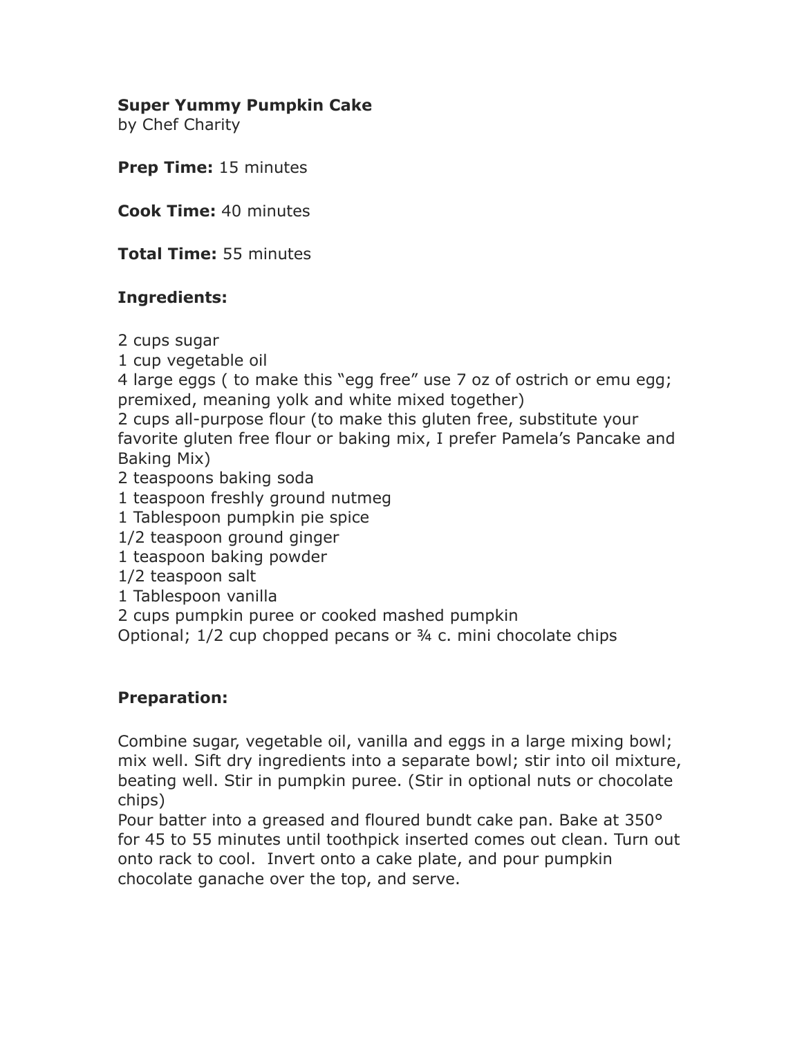**Super Yummy Pumpkin Cake**
by Chef Charity

**Prep Time:** 15 minutes

**Cook Time:** 40 minutes

**Total Time:** 55 minutes

**Ingredients:**

2 cups sugar
1 cup vegetable oil
4 large eggs ( to make this "egg free" use 7 oz of ostrich or emu egg; premixed, meaning yolk and white mixed together)
2 cups all-purpose flour (to make this gluten free, substitute your favorite gluten free flour or baking mix, I prefer Pamela's Pancake and Baking Mix)
2 teaspoons baking soda
1 teaspoon freshly ground nutmeg
1 Tablespoon pumpkin pie spice
1/2 teaspoon ground ginger
1 teaspoon baking powder
1/2 teaspoon salt
1 Tablespoon vanilla
2 cups pumpkin puree or cooked mashed pumpkin
Optional; 1/2 cup chopped pecans or ¾ c. mini chocolate chips

**Preparation:**

Combine sugar, vegetable oil, vanilla and eggs in a large mixing bowl; mix well. Sift dry ingredients into a separate bowl; stir into oil mixture, beating well. Stir in pumpkin puree. (Stir in optional nuts or chocolate chips)
Pour batter into a greased and floured bundt cake pan. Bake at 350° for 45 to 55 minutes until toothpick inserted comes out clean. Turn out onto rack to cool. Invert onto a cake plate, and pour pumpkin chocolate ganache over the top, and serve.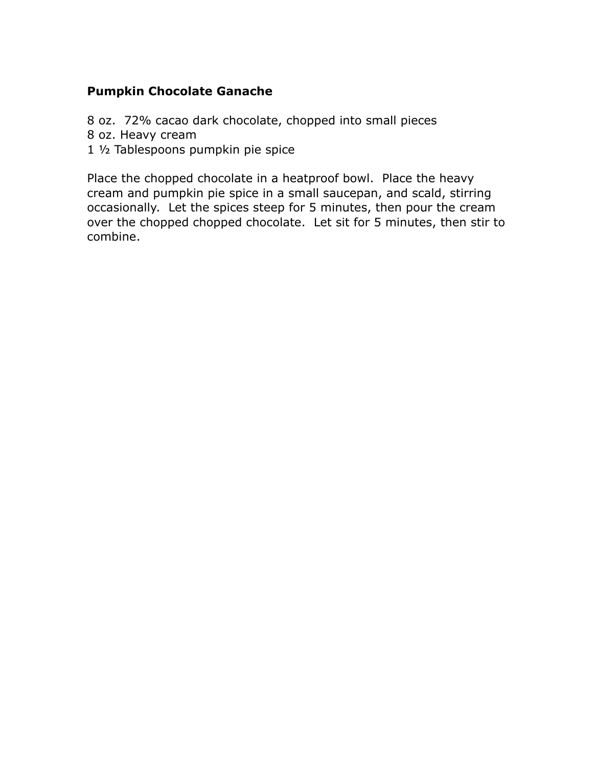**Pumpkin Chocolate Ganache**

8 oz.  72% cacao dark chocolate, chopped into small pieces
8 oz. Heavy cream
1 ½ Tablespoons pumpkin pie spice

Place the chopped chocolate in a heatproof bowl.  Place the heavy cream and pumpkin pie spice in a small saucepan, and scald, stirring occasionally.  Let the spices steep for 5 minutes, then pour the cream over the chopped chopped chocolate.  Let sit for 5 minutes, then stir to combine.